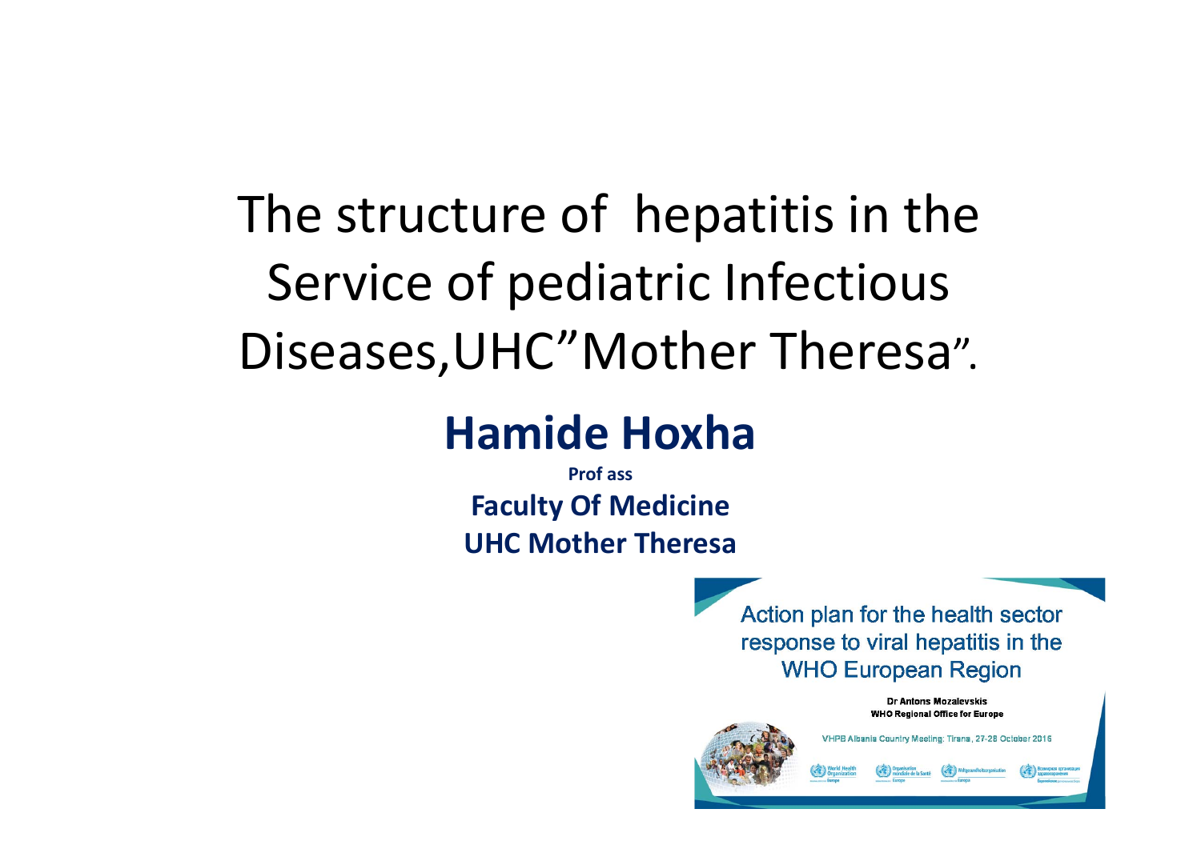# The structure of hepatitis in the Service of pediatric Infectious Diseases,UHC"Mother Theresa".

## Hamide Hoxha

**Prof ass**

**Faculty Of Medicine**

**UHC Mother Theresa**

Action plan for the health sector response to viral hepatitis in the WHO European Region

**Dr Antons Mozalevskis**
**WHO Regional Office for Europe**

VHPB Albania Country Meeting: Tirana, 27-28 October 2016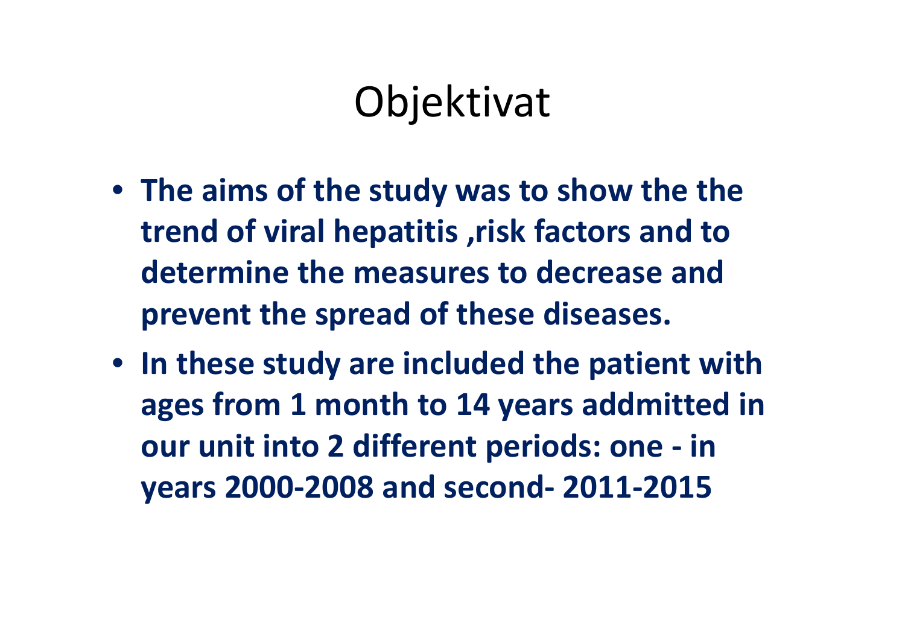# Objektivat

- **The aims of the study was to show the the trend of viral hepatitis ,risk factors and to determine the measures to decrease and prevent the spread of these diseases.**
- **In these study are included the patient with ages from 1 month to 14 years addmitted in our unit into 2 different periods: one - in years 2000-2008 and second- 2011-2015**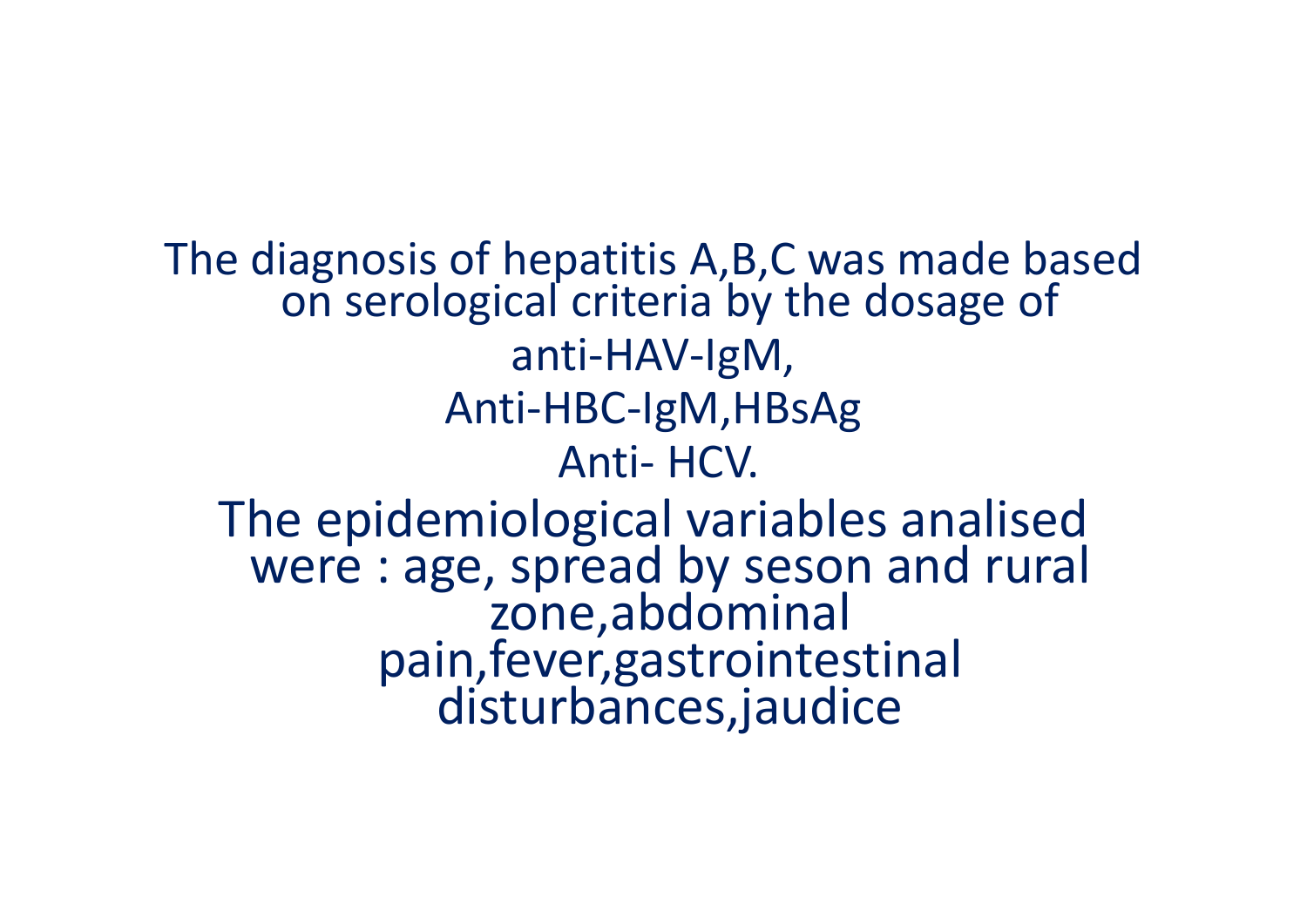The diagnosis of hepatitis A,B,C was made based on serological criteria by the dosage of

anti-HAV-IgM,

Anti-HBC-IgM,HBsAg

Anti- HCV.

The epidemiological variables analised were : age, spread by seson and rural zone,abdominal pain,fever,gastrointestinal disturbances,jaudice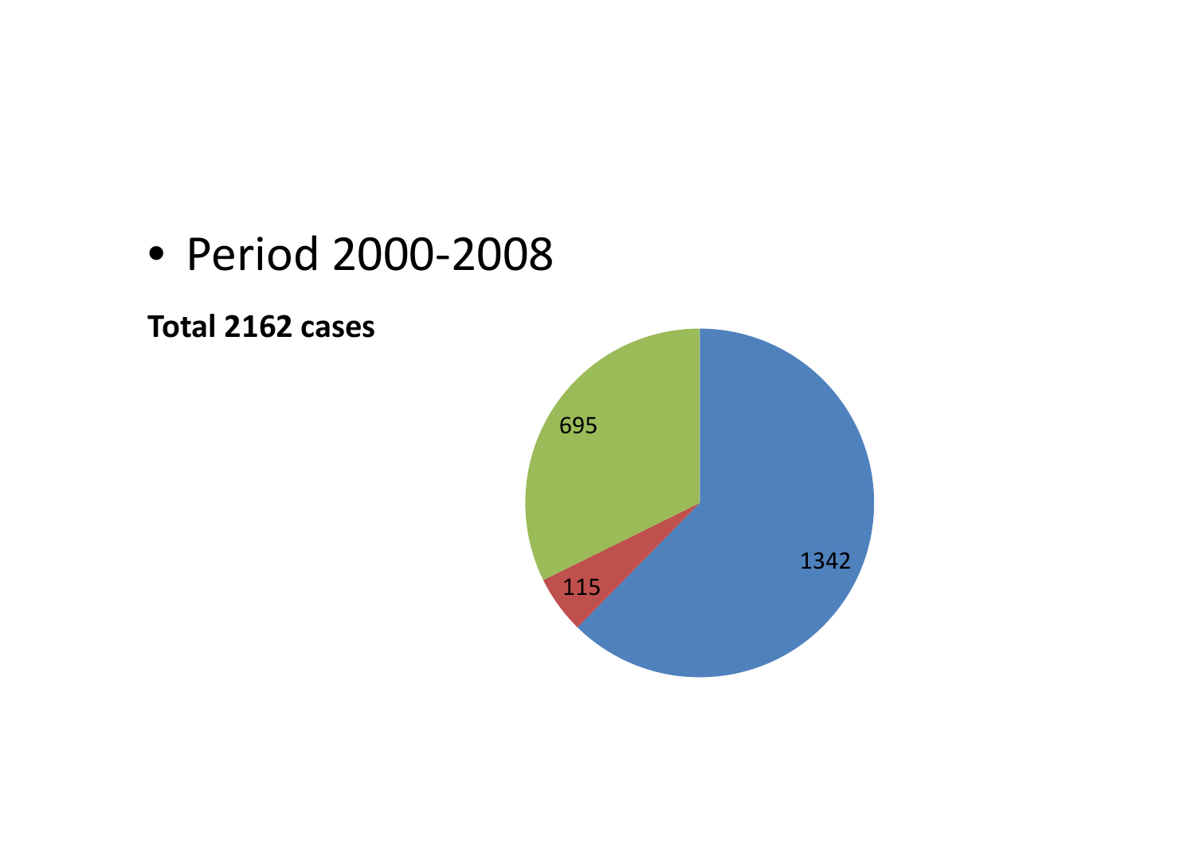- Period 2000-2008

**Total 2162 cases**

695

115

1342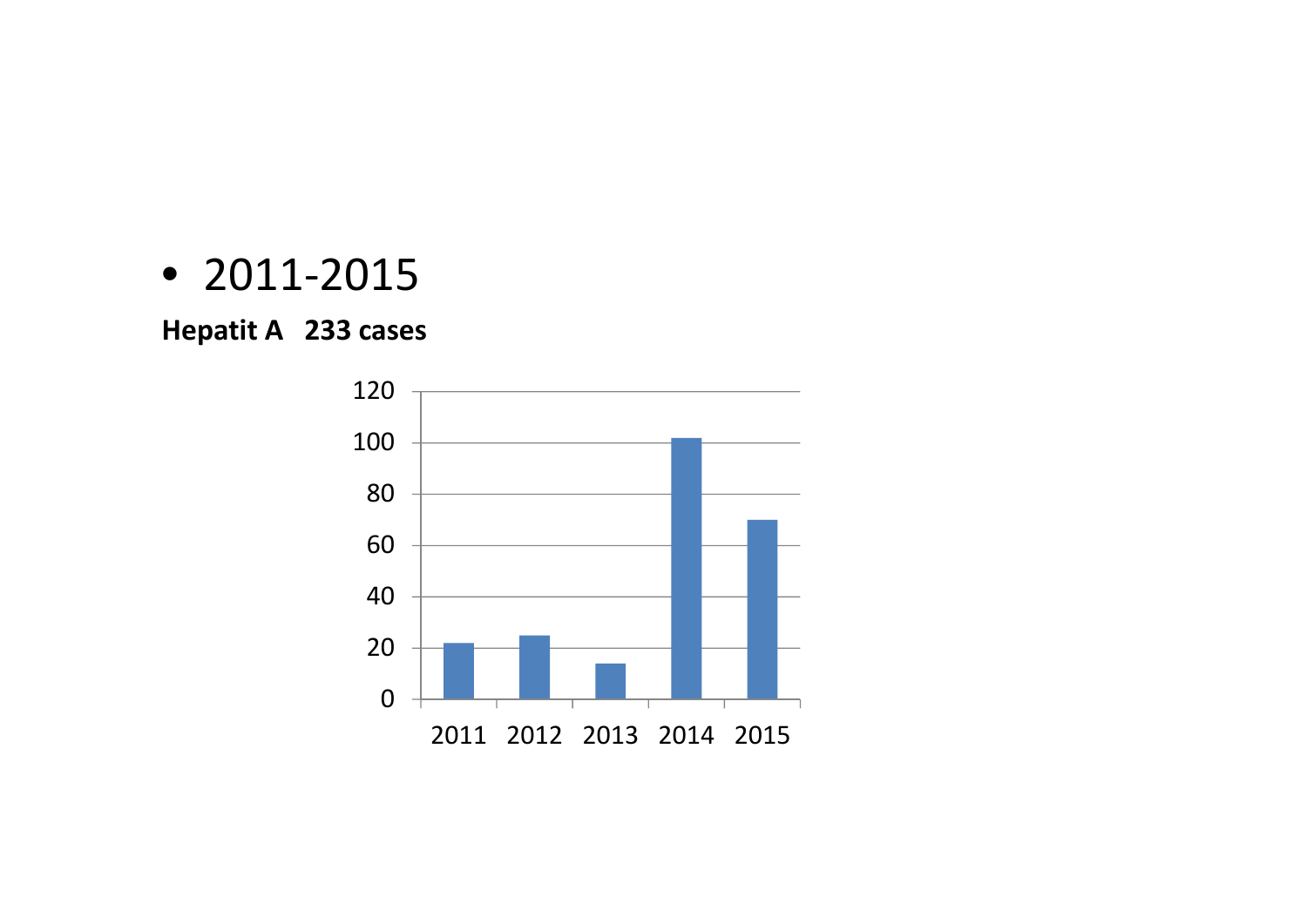- 2011-2015

**Hepatit A   233 cases**

| Year | Cases |
|---|---|
| 2011 | 22 |
| 2012 | 25 |
| 2013 | 14 |
| 2014 | 102 |
| 2015 | 70 |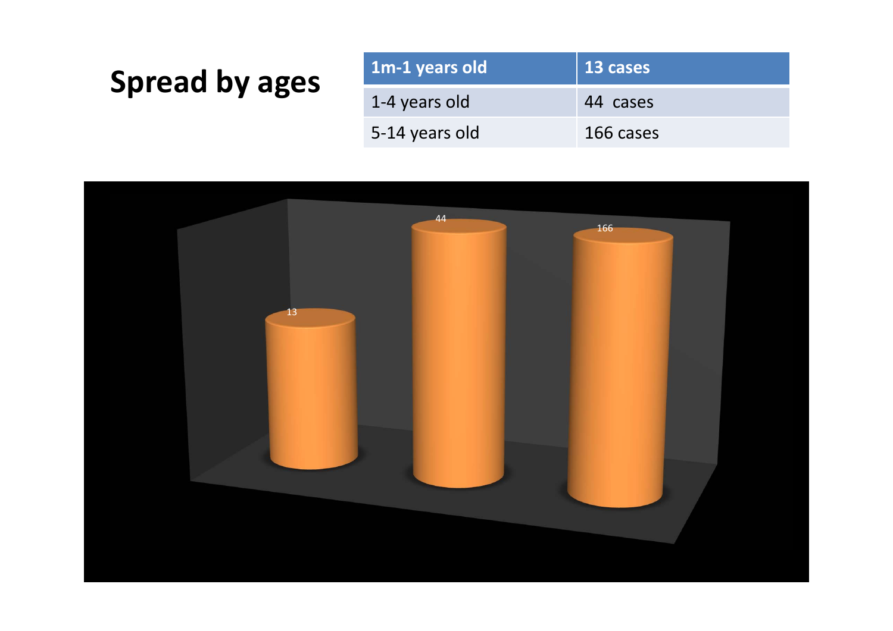# Spread by ages

| 1m-1 years old | 13 cases |
|---|---|
| 1-4 years old | 44 cases |
| 5-14 years old | 166 cases |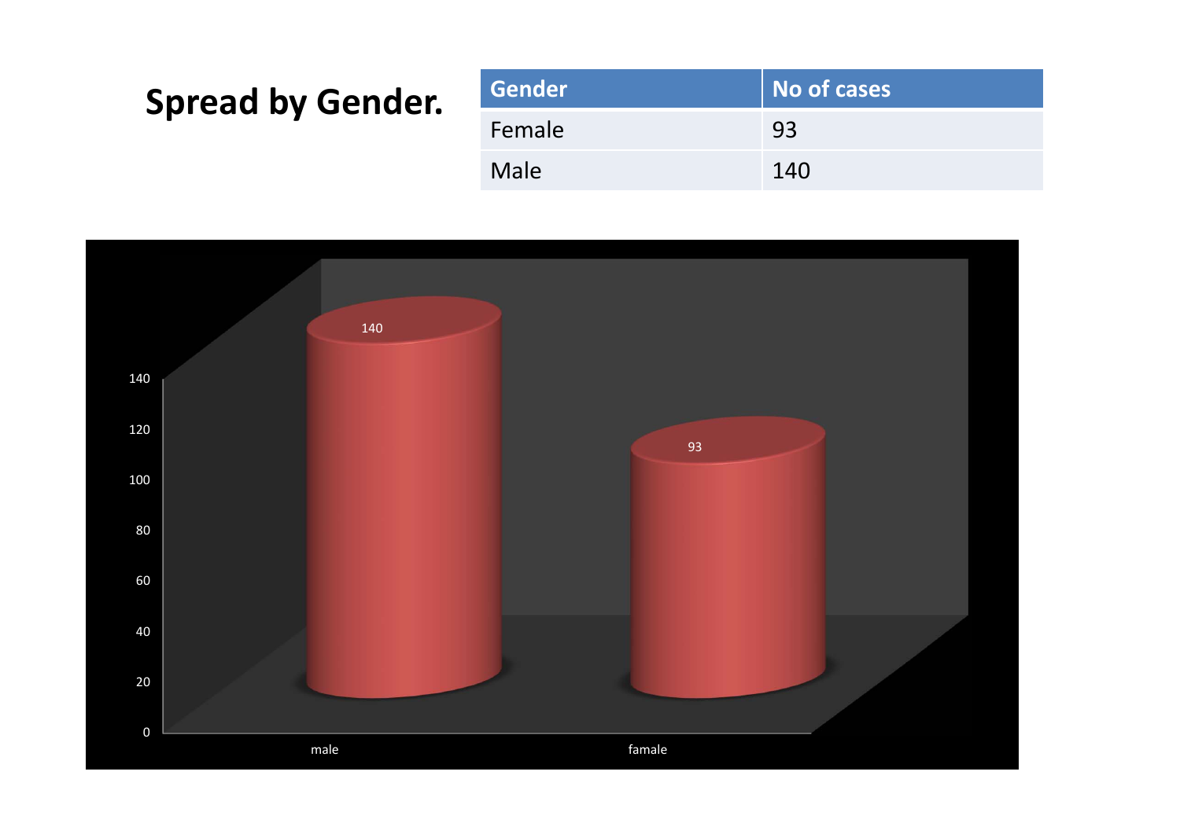# Spread by Gender.

| Gender | No of cases |
| --- | --- |
| Female | 93 |
| Male | 140 |

140

120

100

80

60

40

20

0

140

93

male

famale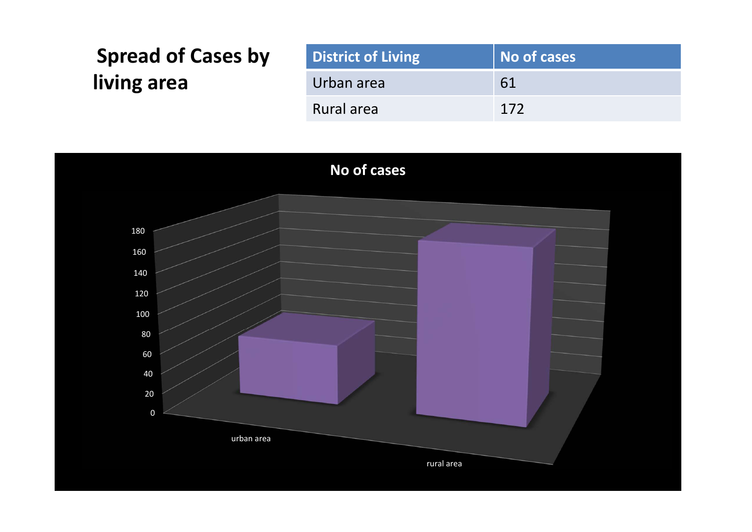## Spread of Cases by living area

| District of Living | No of cases |
| --- | --- |
| Urban area | 61 |
| Rural area | 172 |

**No of cases**

180
160
140
120
100
80
60
40
20
0

urban area

rural area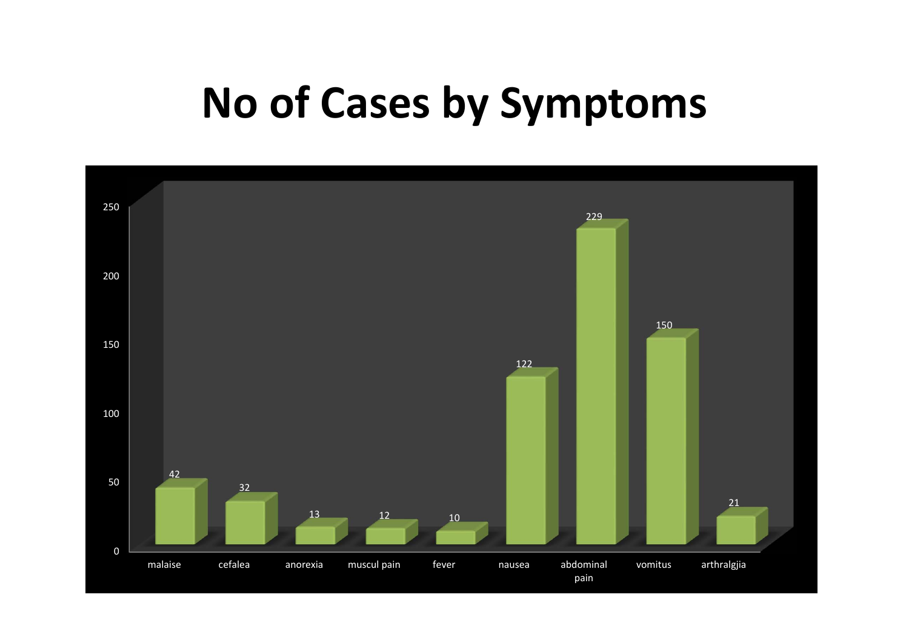# No of Cases by Symptoms

| Symptom | No of Cases |
| --- | --- |
| malaise | 42 |
| cefalea | 32 |
| anorexia | 13 |
| muscul pain | 12 |
| fever | 10 |
| nausea | 122 |
| abdominal pain | 229 |
| vomitus | 150 |
| arthralgjia | 21 |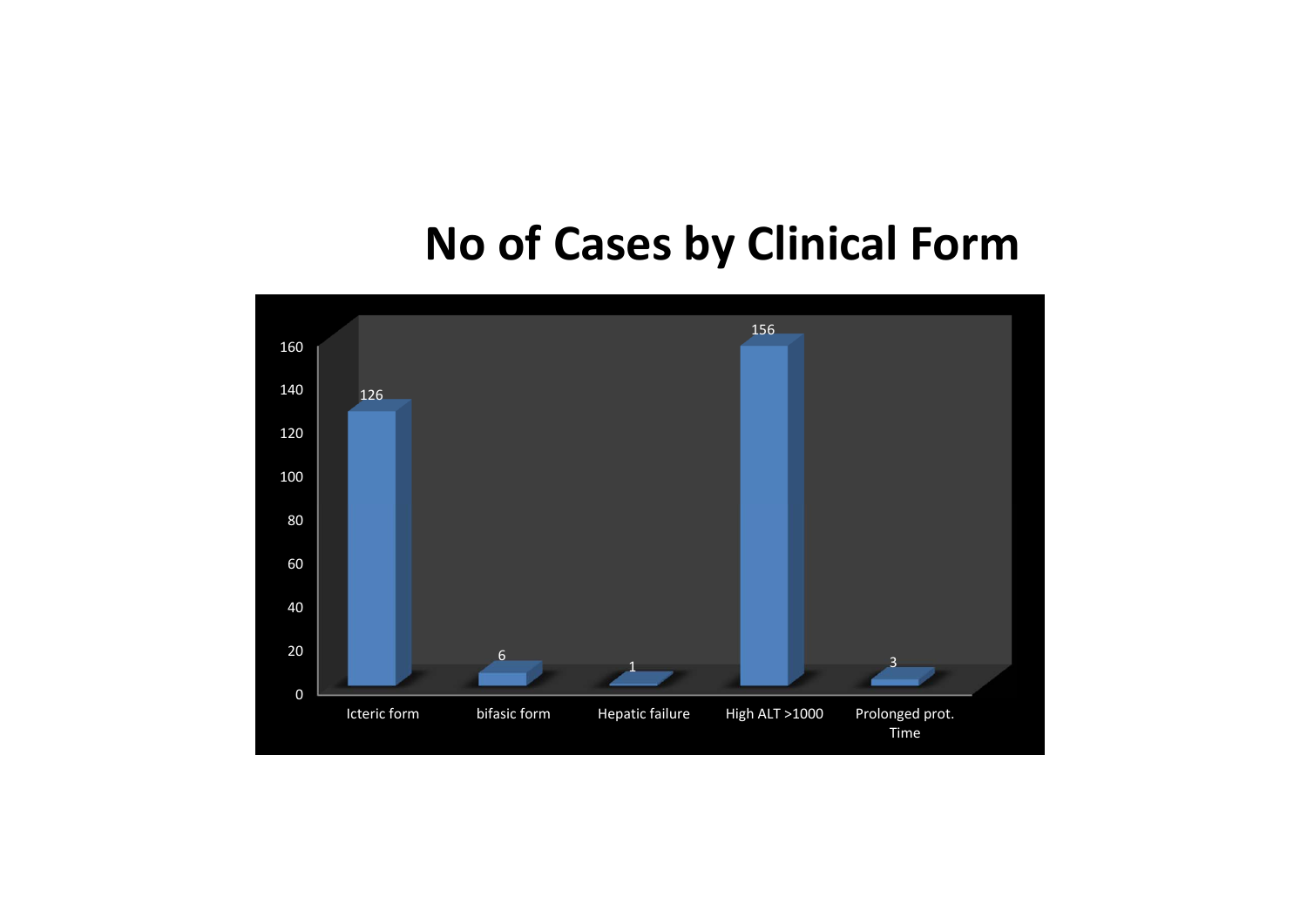# No of Cases by Clinical Form

| Clinical Form | No of Cases |
| --- | --- |
| Icteric form | 126 |
| bifasic form | 6 |
| Hepatic failure | 1 |
| High ALT >1000 | 156 |
| Prolonged prot. Time | 3 |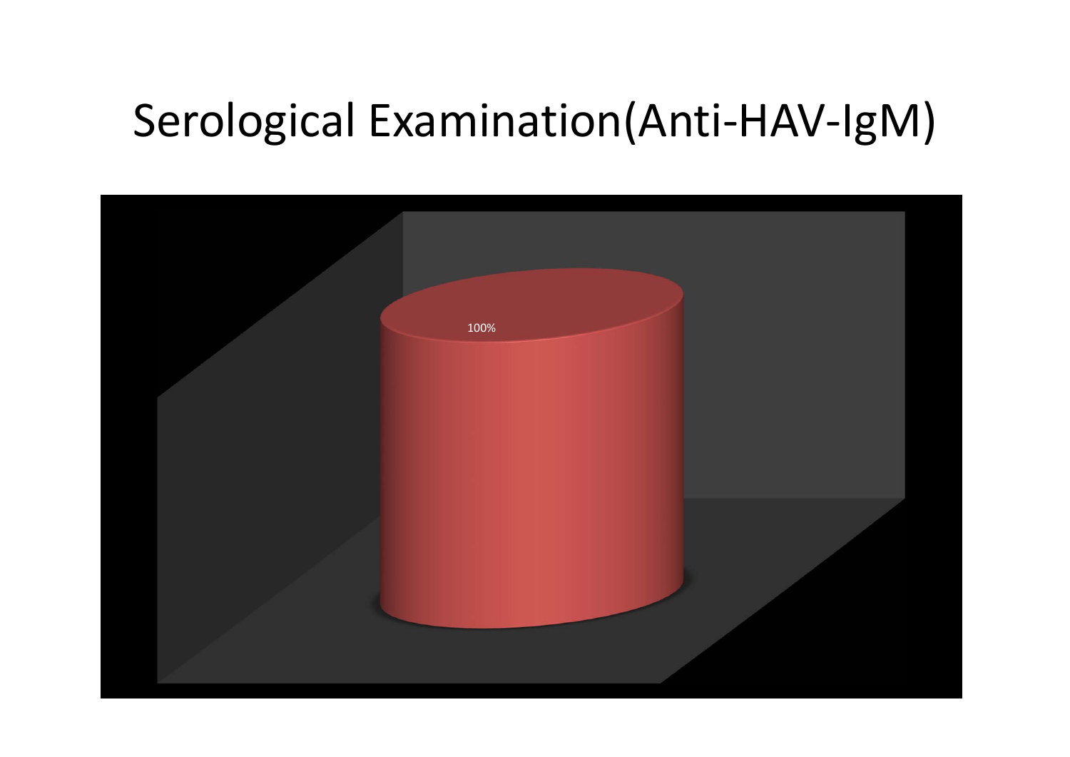# Serological Examination(Anti-HAV-IgM)

100%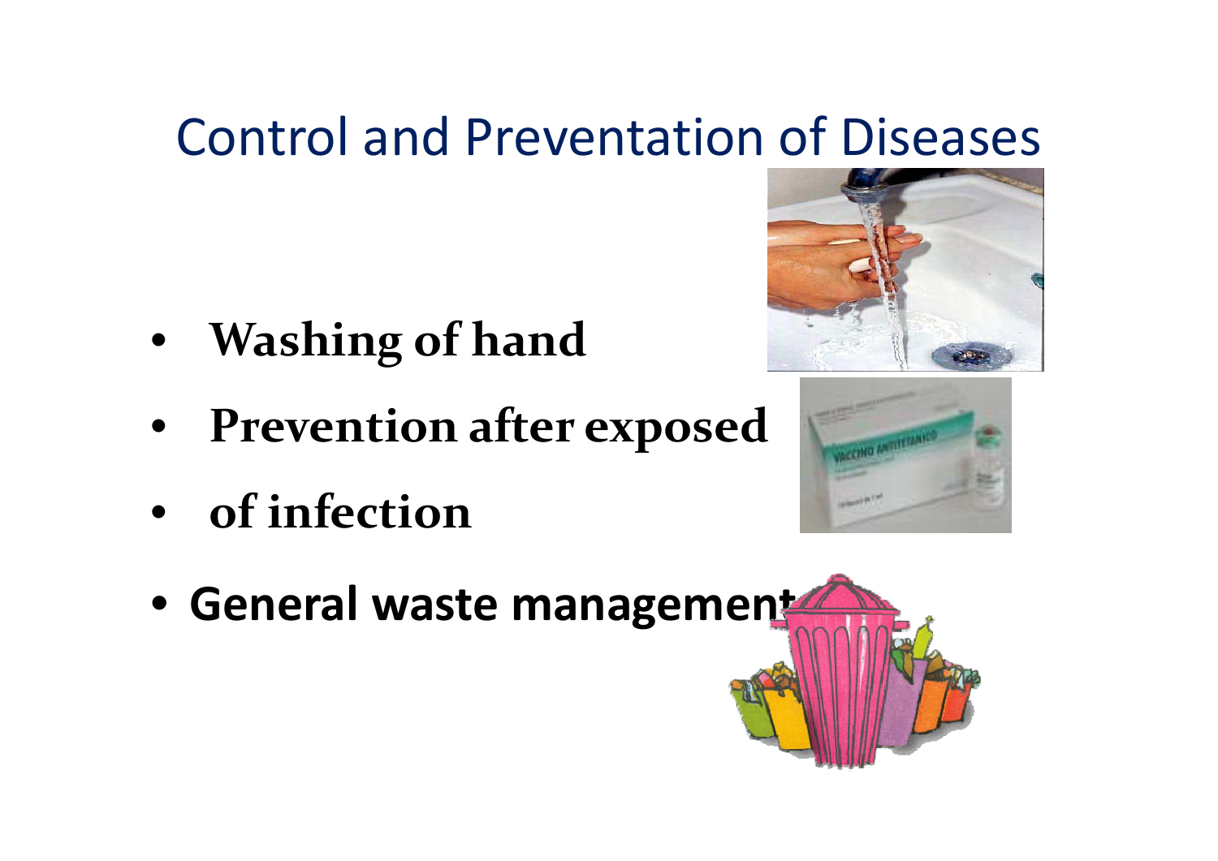# Control and Preventation of Diseases

- **Washing of hand**
- **Prevention after exposed**
- **of infection**
- **General waste management**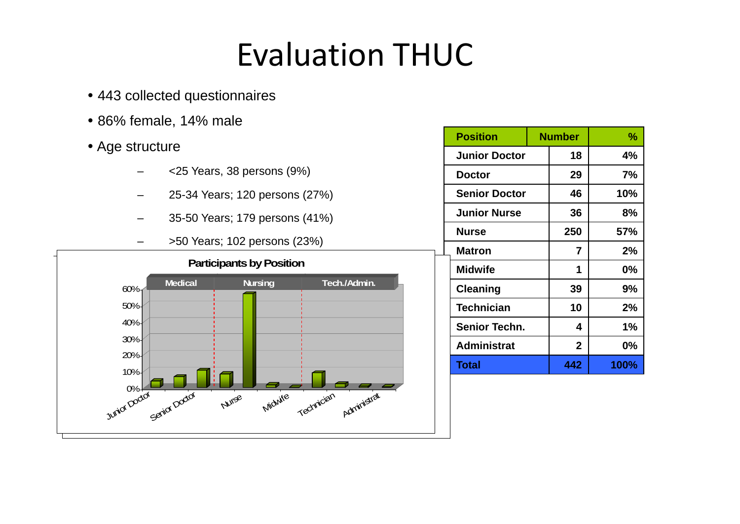# Evaluation THUC

- 443 collected questionnaires
- 86% female, 14% male
- Age structure
  - <25 Years, 38 persons (9%)
  - 25-34 Years; 120 persons (27%)
  - 35-50 Years; 179 persons (41%)
  - >50 Years; 102 persons (23%)

**Participants by Position**

| Position | Number | % |
|---|---|---|
| Junior Doctor | 18 | 4% |
| Doctor | 29 | 7% |
| Senior Doctor | 46 | 10% |
| Junior Nurse | 36 | 8% |
| Nurse | 250 | 57% |
| Matron | 7 | 2% |
| Midwife | 1 | 0% |
| Cleaning | 39 | 9% |
| Technician | 10 | 2% |
| Senior Techn. | 4 | 1% |
| Administrat | 2 | 0% |
| **Total** | **442** | **100%** |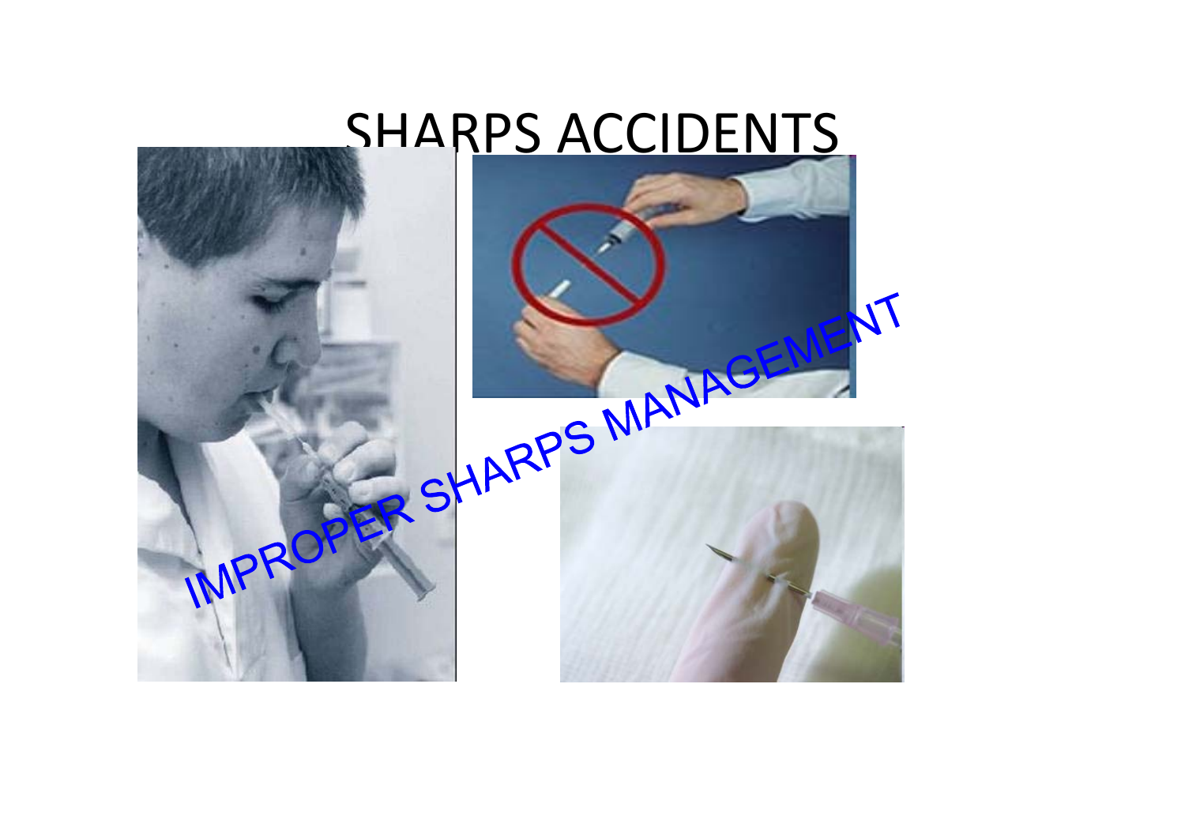# SHARPS ACCIDENTS

IMPROPER SHARPS MANAGEMENT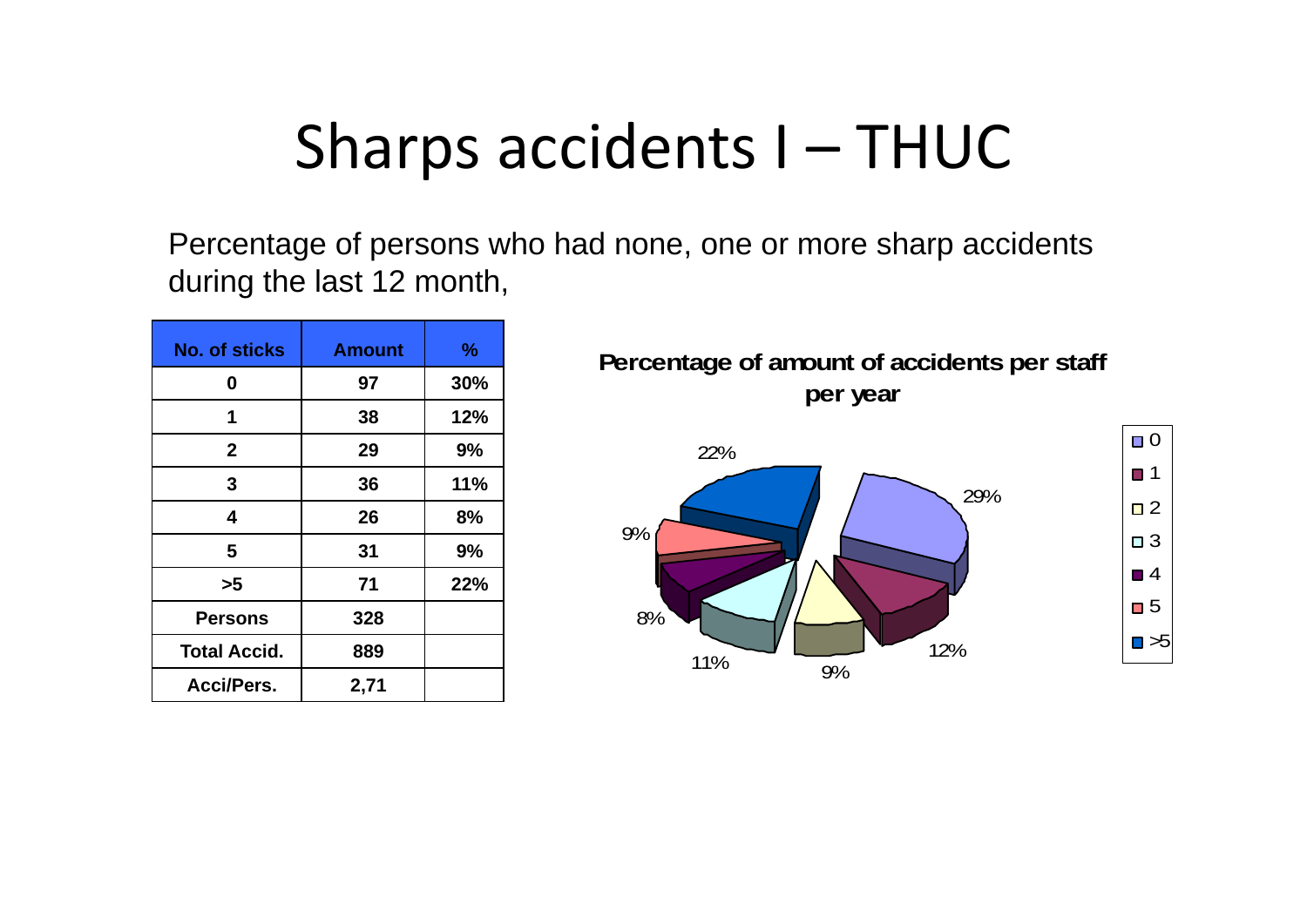# Sharps accidents I – THUC

Percentage of persons who had none, one or more sharp accidents during the last 12 month,

| No. of sticks | Amount | % |
|---|---|---|
| 0 | 97 | 30% |
| 1 | 38 | 12% |
| 2 | 29 | 9% |
| 3 | 36 | 11% |
| 4 | 26 | 8% |
| 5 | 31 | 9% |
| >5 | 71 | 22% |
| Persons | 328 | |
| Total Accid. | 889 | |
| Acci/Pers. | 2,71 | |

**Percentage of amount of accidents per staff per year**

| No. of sticks | % |
|---|---|
| 0 | 29% |
| 1 | 12% |
| 2 | 9% |
| 3 | 11% |
| 4 | 8% |
| 5 | 9% |
| >5 | 22% |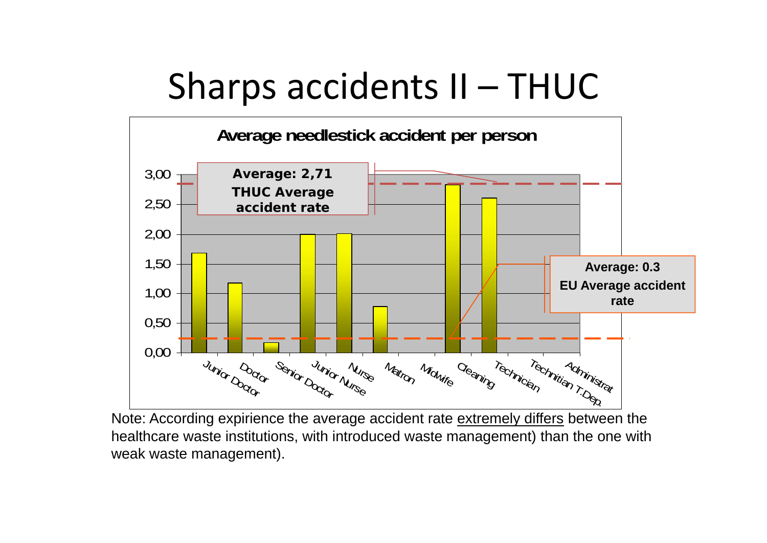# Sharps accidents II – THUC

**Average needlestick accident per person**

**Average: 2,71**
**THUC Average accident rate**

**Average: 0.3**
**EU Average accident rate**

| Category | Average needlestick accident per person |
| --- | --- |
| Junior Doctor | 1,68 |
| Doctor | 1,17 |
| Senior Doctor | 0,17 |
| Junior Nurse | 2,00 |
| Nurse | 2,01 |
| Matron | 0,78 |
| Midwife | 0,00 |
| Cleaning | 2,83 |
| Technician | 2,60 |
| Technitian T.Dep. | 0,00 |
| Administrat | 0,00 |

Note: According expirience the average accident rate extremely differs between the healthcare waste institutions, with introduced waste management) than the one with weak waste management).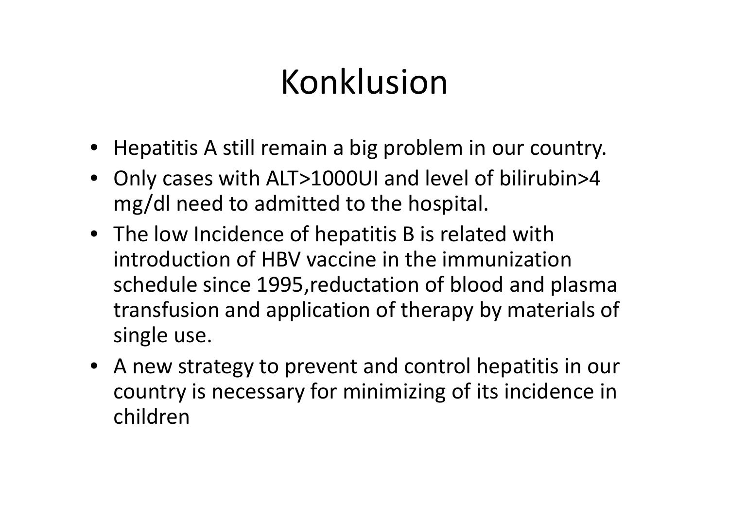# Konklusion

- Hepatitis A still remain a big problem in our country.
- Only cases with ALT>1000UI and level of bilirubin>4 mg/dl need to admitted to the hospital.
- The low Incidence of hepatitis B is related with introduction of HBV vaccine in the immunization schedule since 1995,reductation of blood and plasma transfusion and application of therapy by materials of single use.
- A new strategy to prevent and control hepatitis in our country is necessary for minimizing of its incidence in children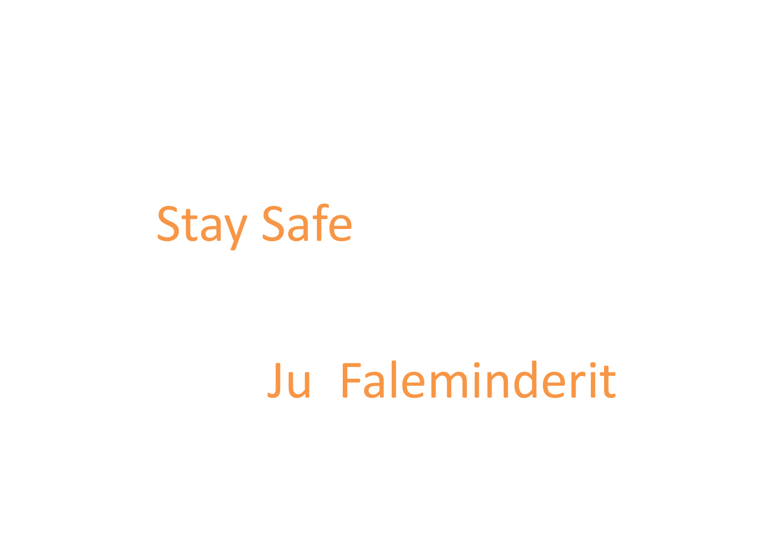Stay Safe

Ju  Faleminderit